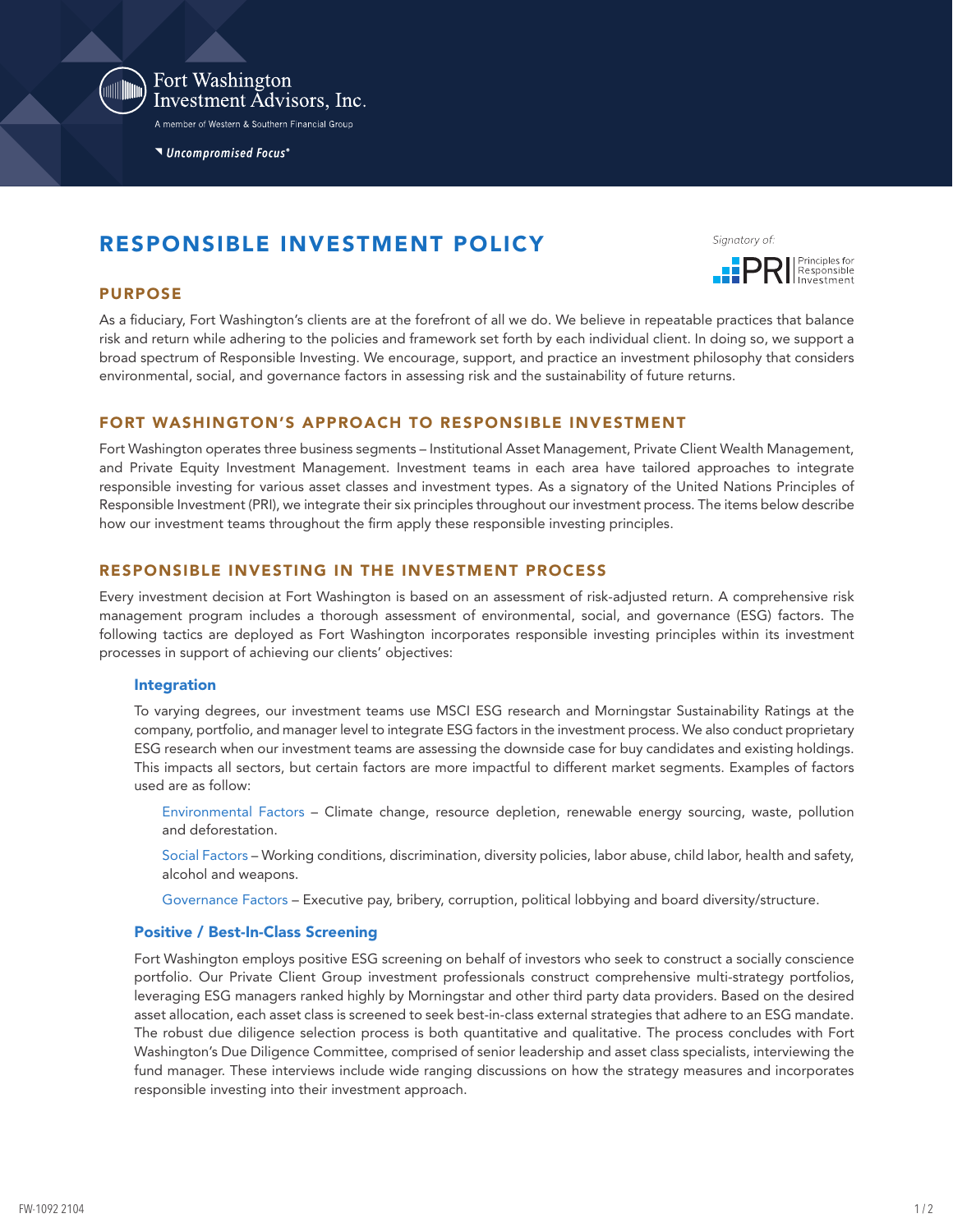Fort Washington Investment Advisors, Inc.

A member of Western & Southern Financial Group

*Uncompromised Focus®*

# RESPONSIBLE INVESTMENT POLICY

Signatory of: PRI Principles for Responsible Investment

## PURPOSE

As a fiduciary, Fort Washington's clients are at the forefront of all we do. We believe in repeatable practices that balance risk and return while adhering to the policies and framework set forth by each individual client. In doing so, we support a broad spectrum of Responsible Investing. We encourage, support, and practice an investment philosophy that considers environmental, social, and governance factors in assessing risk and the sustainability of future returns.

## FORT WASHINGTON'S APPROACH TO RESPONSIBLE INVESTMENT

Fort Washington operates three business segments – Institutional Asset Management, Private Client Wealth Management, and Private Equity Investment Management. Investment teams in each area have tailored approaches to integrate responsible investing for various asset classes and investment types. As a signatory of the United Nations Principles of Responsible Investment (PRI), we integrate their six principles throughout our investment process. The items below describe how our investment teams throughout the firm apply these responsible investing principles.

## RESPONSIBLE INVESTING IN THE INVESTMENT PROCESS

Every investment decision at Fort Washington is based on an assessment of risk-adjusted return. A comprehensive risk management program includes a thorough assessment of environmental, social, and governance (ESG) factors. The following tactics are deployed as Fort Washington incorporates responsible investing principles within its investment processes in support of achieving our clients' objectives:

### Integration

To varying degrees, our investment teams use MSCI ESG research and Morningstar Sustainability Ratings at the company, portfolio, and manager level to integrate ESG factors in the investment process. We also conduct proprietary ESG research when our investment teams are assessing the downside case for buy candidates and existing holdings. This impacts all sectors, but certain factors are more impactful to different market segments. Examples of factors used are as follow:

Environmental Factors – Climate change, resource depletion, renewable energy sourcing, waste, pollution and deforestation.

Social Factors – Working conditions, discrimination, diversity policies, labor abuse, child labor, health and safety, alcohol and weapons.

Governance Factors – Executive pay, bribery, corruption, political lobbying and board diversity/structure.

### Positive / Best-In-Class Screening

Fort Washington employs positive ESG screening on behalf of investors who seek to construct a socially conscience portfolio. Our Private Client Group investment professionals construct comprehensive multi-strategy portfolios, leveraging ESG managers ranked highly by Morningstar and other third party data providers. Based on the desired asset allocation, each asset class is screened to seek best-in-class external strategies that adhere to an ESG mandate. The robust due diligence selection process is both quantitative and qualitative. The process concludes with Fort Washington's Due Diligence Committee, comprised of senior leadership and asset class specialists, interviewing the fund manager. These interviews include wide ranging discussions on how the strategy measures and incorporates responsible investing into their investment approach.

FW-1092 2104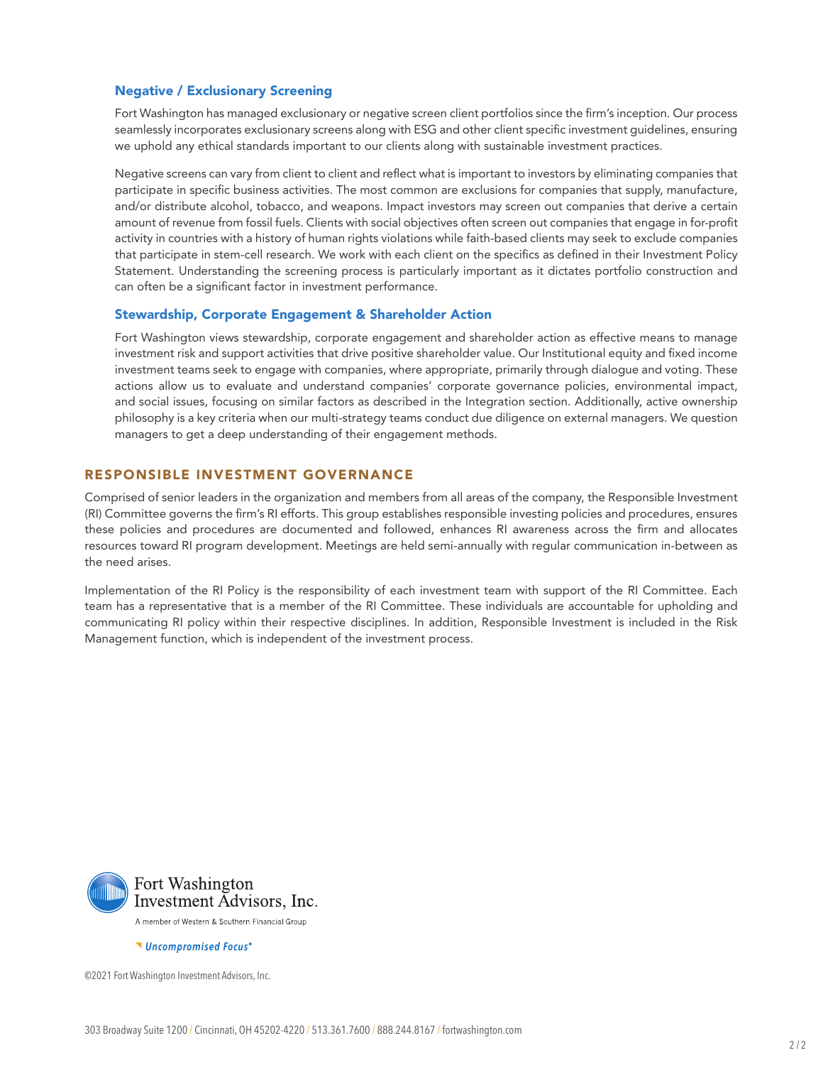### Negative / Exclusionary Screening

Fort Washington has managed exclusionary or negative screen client portfolios since the firm's inception. Our process seamlessly incorporates exclusionary screens along with ESG and other client specific investment guidelines, ensuring we uphold any ethical standards important to our clients along with sustainable investment practices.

Negative screens can vary from client to client and reflect what is important to investors by eliminating companies that participate in specific business activities. The most common are exclusions for companies that supply, manufacture, and/or distribute alcohol, tobacco, and weapons. Impact investors may screen out companies that derive a certain amount of revenue from fossil fuels. Clients with social objectives often screen out companies that engage in for-profit activity in countries with a history of human rights violations while faith-based clients may seek to exclude companies that participate in stem-cell research. We work with each client on the specifics as defined in their Investment Policy Statement. Understanding the screening process is particularly important as it dictates portfolio construction and can often be a significant factor in investment performance.

### Stewardship, Corporate Engagement & Shareholder Action

Fort Washington views stewardship, corporate engagement and shareholder action as effective means to manage investment risk and support activities that drive positive shareholder value. Our Institutional equity and fixed income investment teams seek to engage with companies, where appropriate, primarily through dialogue and voting. These actions allow us to evaluate and understand companies' corporate governance policies, environmental impact, and social issues, focusing on similar factors as described in the Integration section. Additionally, active ownership philosophy is a key criteria when our multi-strategy teams conduct due diligence on external managers. We question managers to get a deep understanding of their engagement methods.

## RESPONSIBLE INVESTMENT GOVERNANCE

Comprised of senior leaders in the organization and members from all areas of the company, the Responsible Investment (RI) Committee governs the firm's RI efforts. This group establishes responsible investing policies and procedures, ensures these policies and procedures are documented and followed, enhances RI awareness across the firm and allocates resources toward RI program development. Meetings are held semi-annually with regular communication in-between as the need arises.

Implementation of the RI Policy is the responsibility of each investment team with support of the RI Committee. Each team has a representative that is a member of the RI Committee. These individuals are accountable for upholding and communicating RI policy within their respective disciplines. In addition, Responsible Investment is included in the Risk Management function, which is independent of the investment process.

Fort Washington Investment Advisors, Inc.

A member of Western & Southern Financial Group

*Uncompromised Focus®*

©2021 Fort Washington Investment Advisors, Inc.

303 Broadway Suite 1200 / Cincinnati, OH 45202-4220 / 513.361.7600 / 888.244.8167 / fortwashington.com